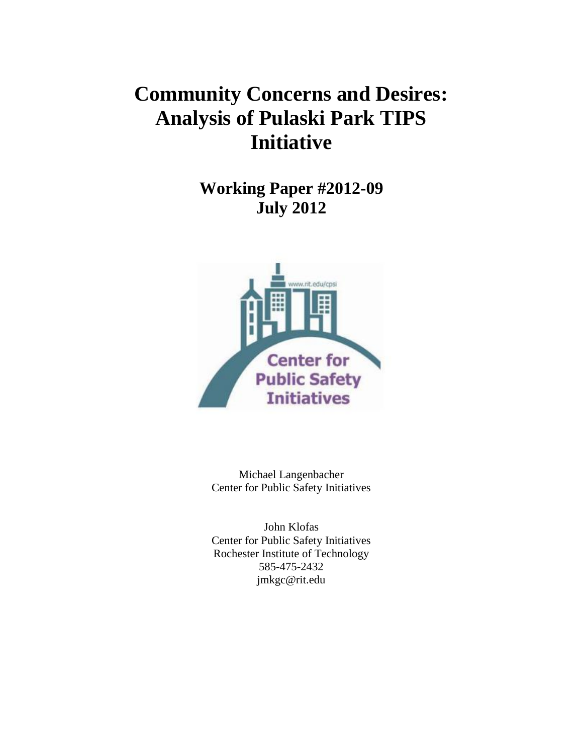# Community Concerns and Desires: Analysis of Pulaski Park TIPS Initiative

## Working Paper #2012-09
## July 2012

Michael Langenbacher
Center for Public Safety Initiatives

John Klofas
Center for Public Safety Initiatives
Rochester Institute of Technology
585-475-2432
jmkgc@rit.edu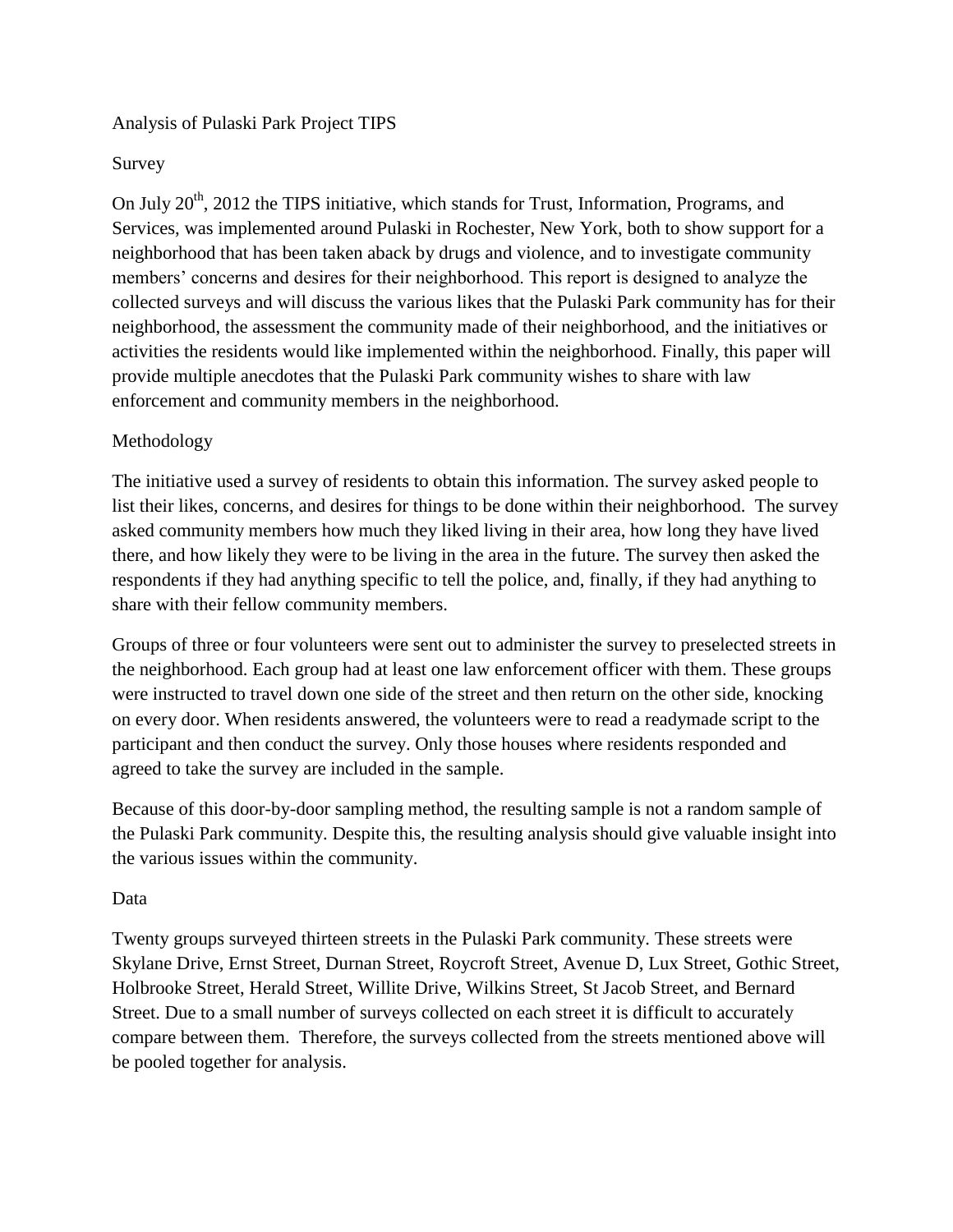# Analysis of Pulaski Park Project TIPS

## Survey

On July 20th, 2012 the TIPS initiative, which stands for Trust, Information, Programs, and Services, was implemented around Pulaski in Rochester, New York, both to show support for a neighborhood that has been taken aback by drugs and violence, and to investigate community members' concerns and desires for their neighborhood. This report is designed to analyze the collected surveys and will discuss the various likes that the Pulaski Park community has for their neighborhood, the assessment the community made of their neighborhood, and the initiatives or activities the residents would like implemented within the neighborhood. Finally, this paper will provide multiple anecdotes that the Pulaski Park community wishes to share with law enforcement and community members in the neighborhood.

## Methodology

The initiative used a survey of residents to obtain this information. The survey asked people to list their likes, concerns, and desires for things to be done within their neighborhood. The survey asked community members how much they liked living in their area, how long they have lived there, and how likely they were to be living in the area in the future. The survey then asked the respondents if they had anything specific to tell the police, and, finally, if they had anything to share with their fellow community members.

Groups of three or four volunteers were sent out to administer the survey to preselected streets in the neighborhood. Each group had at least one law enforcement officer with them. These groups were instructed to travel down one side of the street and then return on the other side, knocking on every door. When residents answered, the volunteers were to read a readymade script to the participant and then conduct the survey. Only those houses where residents responded and agreed to take the survey are included in the sample.

Because of this door-by-door sampling method, the resulting sample is not a random sample of the Pulaski Park community. Despite this, the resulting analysis should give valuable insight into the various issues within the community.

## Data

Twenty groups surveyed thirteen streets in the Pulaski Park community. These streets were Skylane Drive, Ernst Street, Durnan Street, Roycroft Street, Avenue D, Lux Street, Gothic Street, Holbrooke Street, Herald Street, Willite Drive, Wilkins Street, St Jacob Street, and Bernard Street. Due to a small number of surveys collected on each street it is difficult to accurately compare between them. Therefore, the surveys collected from the streets mentioned above will be pooled together for analysis.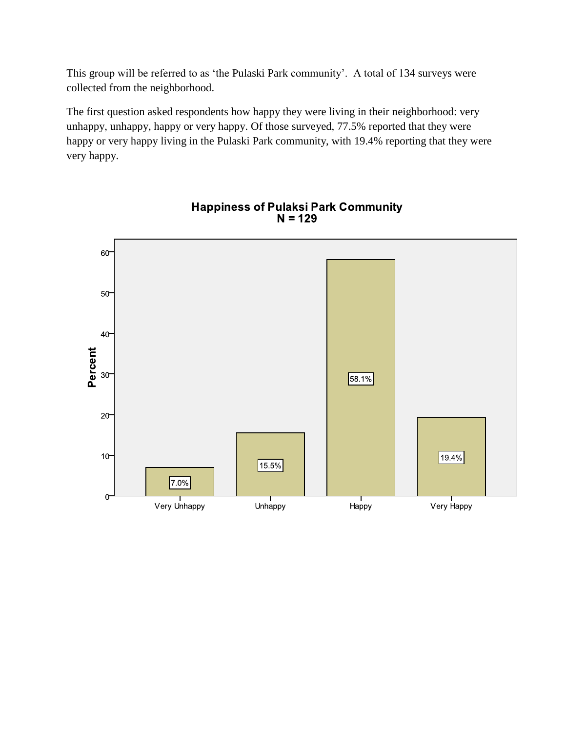This group will be referred to as 'the Pulaski Park community'. A total of 134 surveys were collected from the neighborhood.

The first question asked respondents how happy they were living in their neighborhood: very unhappy, unhappy, happy or very happy. Of those surveyed, 77.5% reported that they were happy or very happy living in the Pulaski Park community, with 19.4% reporting that they were very happy.

**Happiness of Pulaksi Park Community**
**N = 129**

| Response | Percent |
|---|---|
| Very Unhappy | 7.0% |
| Unhappy | 15.5% |
| Happy | 58.1% |
| Very Happy | 19.4% |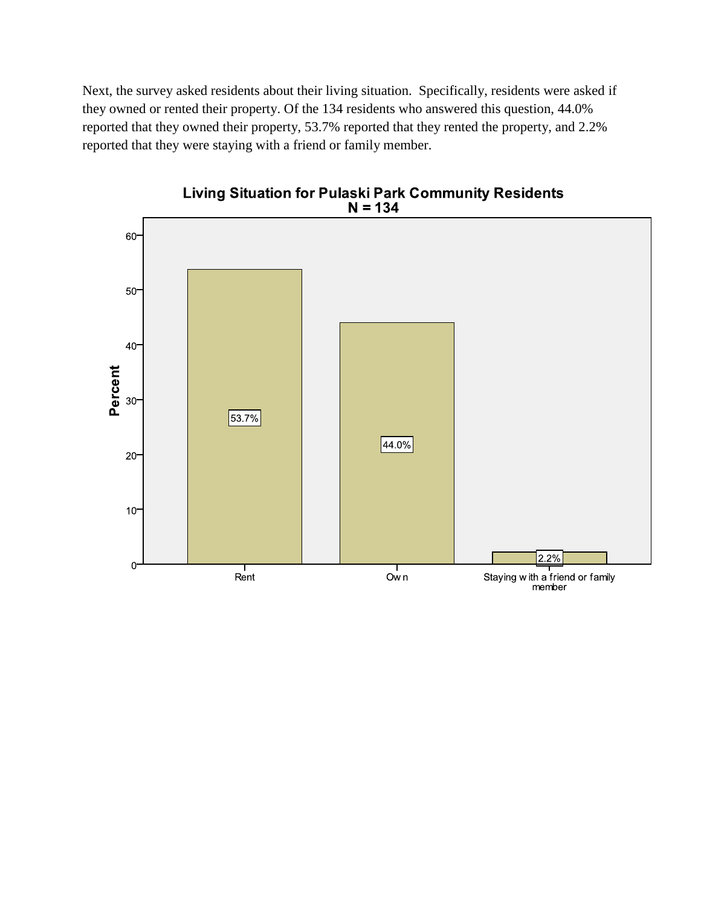Next, the survey asked residents about their living situation. Specifically, residents were asked if they owned or rented their property. Of the 134 residents who answered this question, 44.0% reported that they owned their property, 53.7% reported that they rented the property, and 2.2% reported that they were staying with a friend or family member.

**Living Situation for Pulaski Park Community Residents**
**N = 134**

| Living Situation | Percent |
|---|---|
| Rent | 53.7% |
| Own | 44.0% |
| Staying with a friend or family member | 2.2% |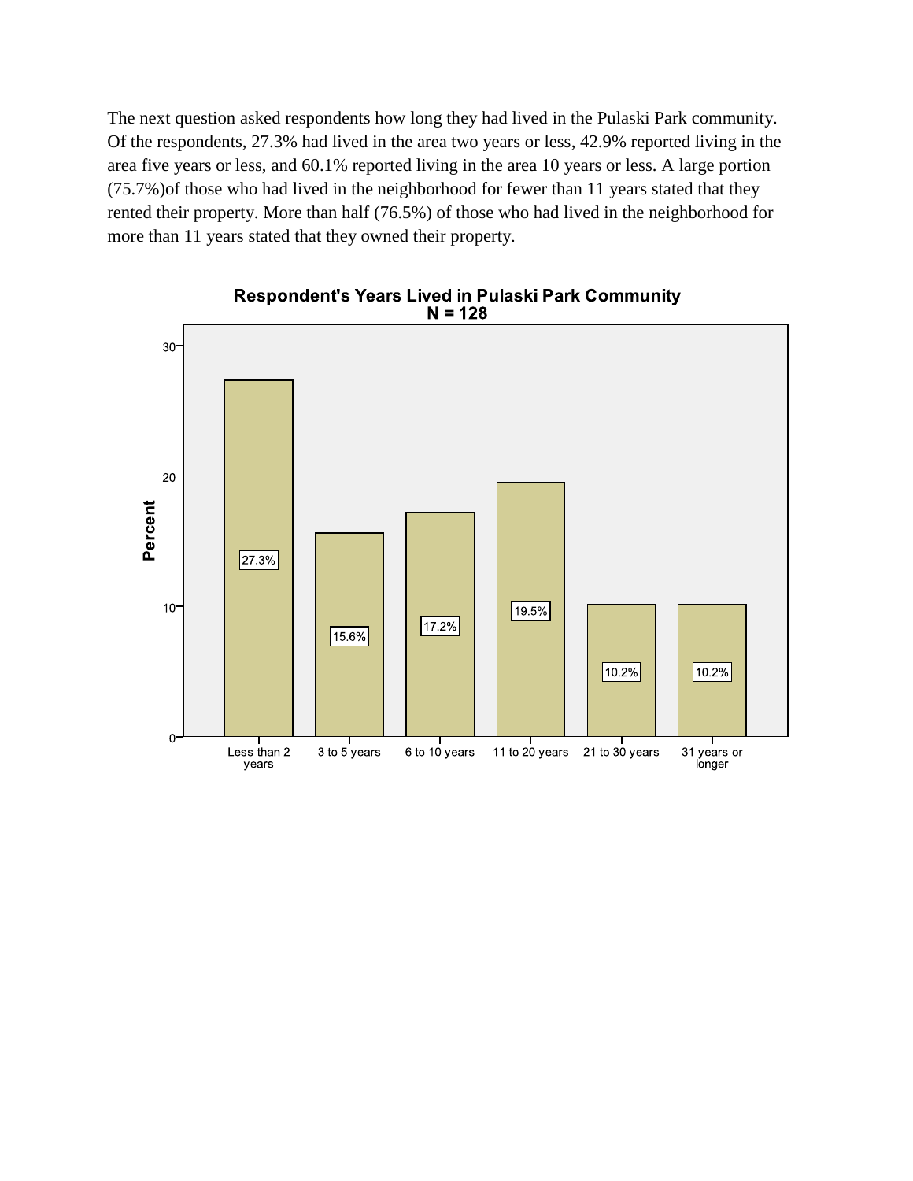The next question asked respondents how long they had lived in the Pulaski Park community. Of the respondents, 27.3% had lived in the area two years or less, 42.9% reported living in the area five years or less, and 60.1% reported living in the area 10 years or less. A large portion (75.7%)of those who had lived in the neighborhood for fewer than 11 years stated that they rented their property. More than half (76.5%) of those who had lived in the neighborhood for more than 11 years stated that they owned their property.

**Respondent's Years Lived in Pulaski Park Community**
**N = 128**

| Years Lived | Percent |
| --- | --- |
| Less than 2 years | 27.3% |
| 3 to 5 years | 15.6% |
| 6 to 10 years | 17.2% |
| 11 to 20 years | 19.5% |
| 21 to 30 years | 10.2% |
| 31 years or longer | 10.2% |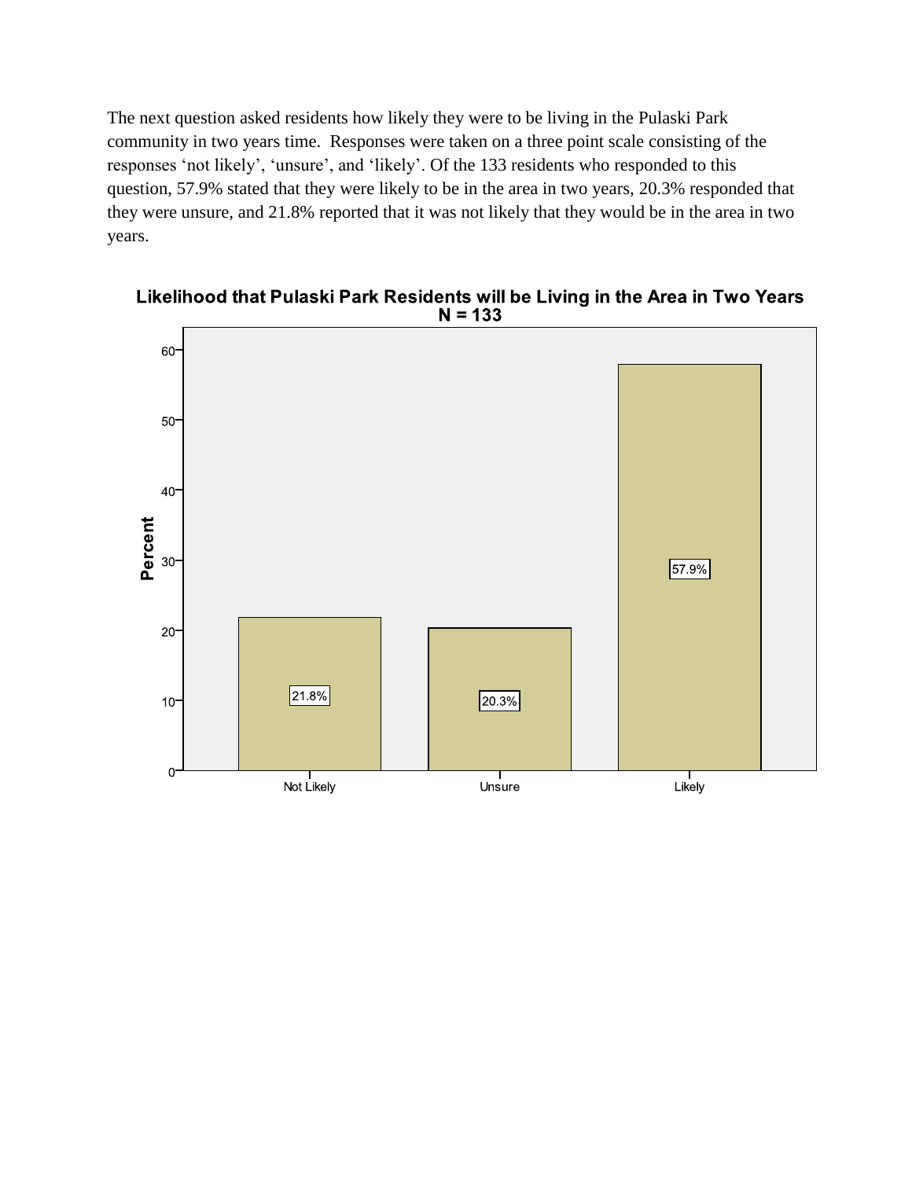The next question asked residents how likely they were to be living in the Pulaski Park community in two years time. Responses were taken on a three point scale consisting of the responses 'not likely', 'unsure', and 'likely'. Of the 133 residents who responded to this question, 57.9% stated that they were likely to be in the area in two years, 20.3% responded that they were unsure, and 21.8% reported that it was not likely that they would be in the area in two years.

**Likelihood that Pulaski Park Residents will be Living in the Area in Two Years**
**N = 133**

| Response | Percent |
|---|---|
| Not Likely | 21.8% |
| Unsure | 20.3% |
| Likely | 57.9% |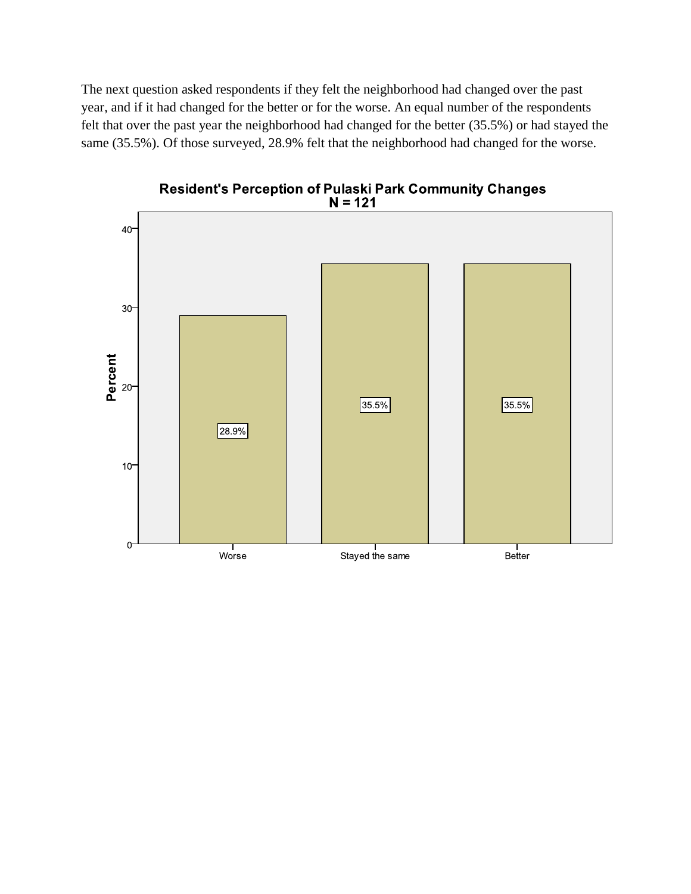The next question asked respondents if they felt the neighborhood had changed over the past year, and if it had changed for the better or for the worse. An equal number of the respondents felt that over the past year the neighborhood had changed for the better (35.5%) or had stayed the same (35.5%). Of those surveyed, 28.9% felt that the neighborhood had changed for the worse.

**Resident's Perception of Pulaski Park Community Changes**
**N = 121**

| Response | Percent |
| --- | --- |
| Worse | 28.9% |
| Stayed the same | 35.5% |
| Better | 35.5% |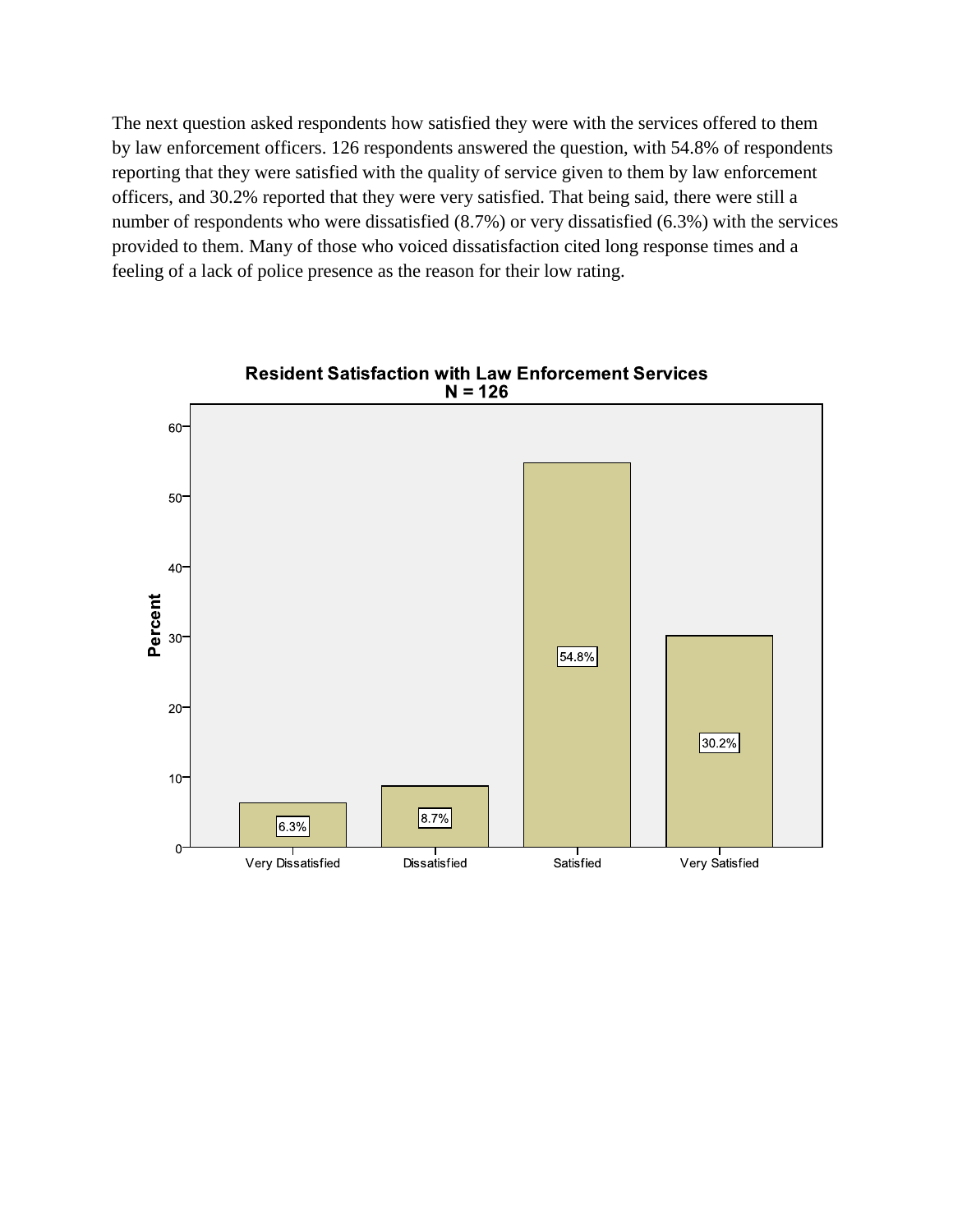The next question asked respondents how satisfied they were with the services offered to them by law enforcement officers. 126 respondents answered the question, with 54.8% of respondents reporting that they were satisfied with the quality of service given to them by law enforcement officers, and 30.2% reported that they were very satisfied. That being said, there were still a number of respondents who were dissatisfied (8.7%) or very dissatisfied (6.3%) with the services provided to them. Many of those who voiced dissatisfaction cited long response times and a feeling of a lack of police presence as the reason for their low rating.

**Resident Satisfaction with Law Enforcement Services**
**N = 126**

| Response | Percent |
| --- | --- |
| Very Dissatisfied | 6.3% |
| Dissatisfied | 8.7% |
| Satisfied | 54.8% |
| Very Satisfied | 30.2% |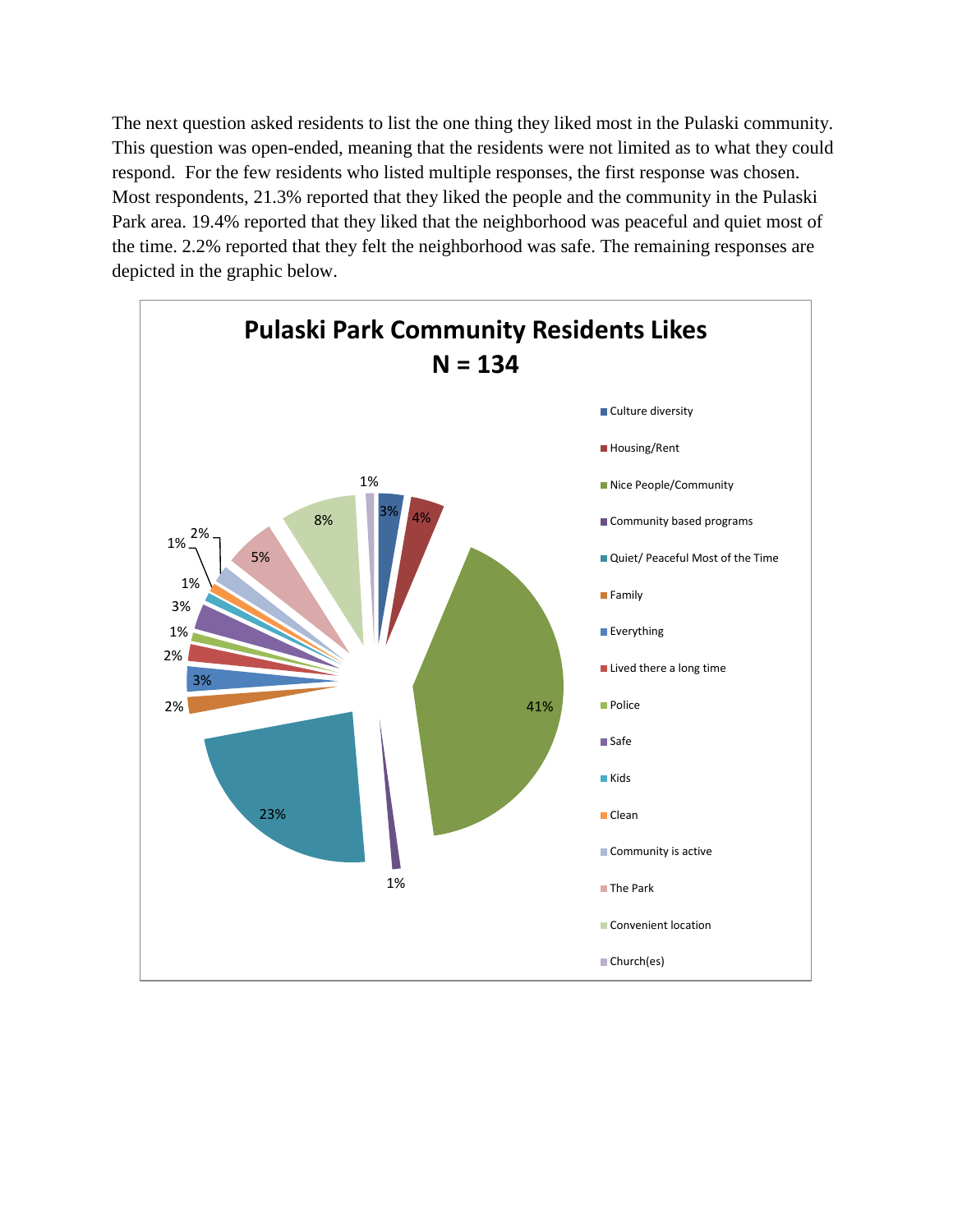The next question asked residents to list the one thing they liked most in the Pulaski community. This question was open-ended, meaning that the residents were not limited as to what they could respond. For the few residents who listed multiple responses, the first response was chosen. Most respondents, 21.3% reported that they liked the people and the community in the Pulaski Park area. 19.4% reported that they liked that the neighborhood was peaceful and quiet most of the time. 2.2% reported that they felt the neighborhood was safe. The remaining responses are depicted in the graphic below.

**Pulaski Park Community Residents Likes**
**N = 134**

| Category | Percent |
|---|---|
| Culture diversity | 3% |
| Housing/Rent | 4% |
| Nice People/Community | 41% |
| Community based programs | 1% |
| Quiet/ Peaceful Most of the Time | 23% |
| Family | 2% |
| Everything | 3% |
| Lived there a long time | 2% |
| Police | 1% |
| Safe | 3% |
| Kids | 1% |
| Clean | 1% |
| Community is active | 2% |
| The Park | 5% |
| Convenient location | 8% |
| Church(es) | 1% |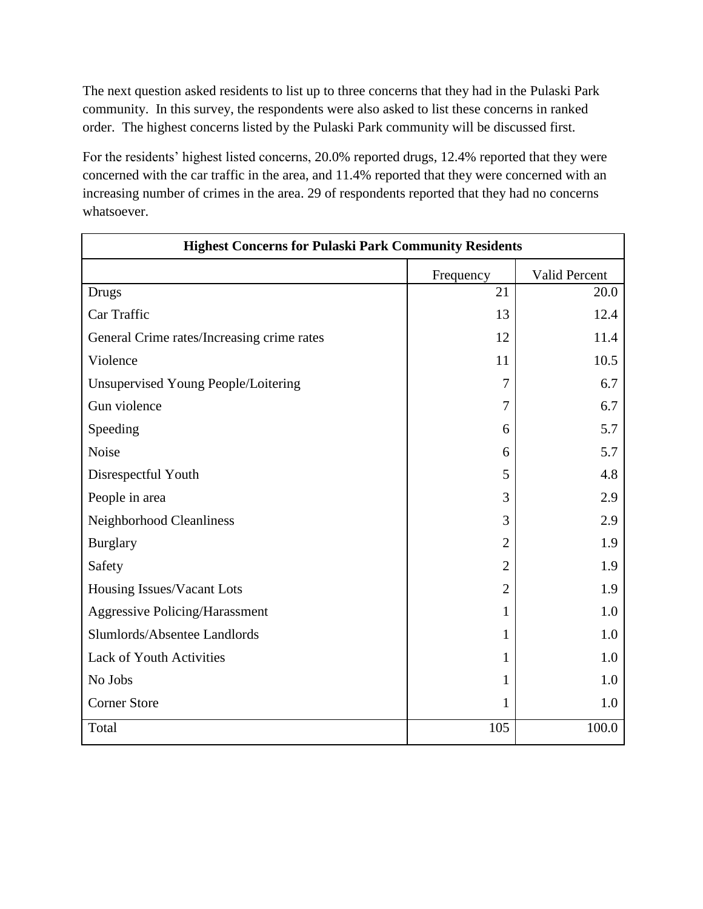The next question asked residents to list up to three concerns that they had in the Pulaski Park community. In this survey, the respondents were also asked to list these concerns in ranked order. The highest concerns listed by the Pulaski Park community will be discussed first.

For the residents' highest listed concerns, 20.0% reported drugs, 12.4% reported that they were concerned with the car traffic in the area, and 11.4% reported that they were concerned with an increasing number of crimes in the area. 29 of respondents reported that they had no concerns whatsoever.

| **Highest Concerns for Pulaski Park Community Residents** | | |
|---|---|---|
| | Frequency | Valid Percent |
| Drugs | 21 | 20.0 |
| Car Traffic | 13 | 12.4 |
| General Crime rates/Increasing crime rates | 12 | 11.4 |
| Violence | 11 | 10.5 |
| Unsupervised Young People/Loitering | 7 | 6.7 |
| Gun violence | 7 | 6.7 |
| Speeding | 6 | 5.7 |
| Noise | 6 | 5.7 |
| Disrespectful Youth | 5 | 4.8 |
| People in area | 3 | 2.9 |
| Neighborhood Cleanliness | 3 | 2.9 |
| Burglary | 2 | 1.9 |
| Safety | 2 | 1.9 |
| Housing Issues/Vacant Lots | 2 | 1.9 |
| Aggressive Policing/Harassment | 1 | 1.0 |
| Slumlords/Absentee Landlords | 1 | 1.0 |
| Lack of Youth Activities | 1 | 1.0 |
| No Jobs | 1 | 1.0 |
| Corner Store | 1 | 1.0 |
| Total | 105 | 100.0 |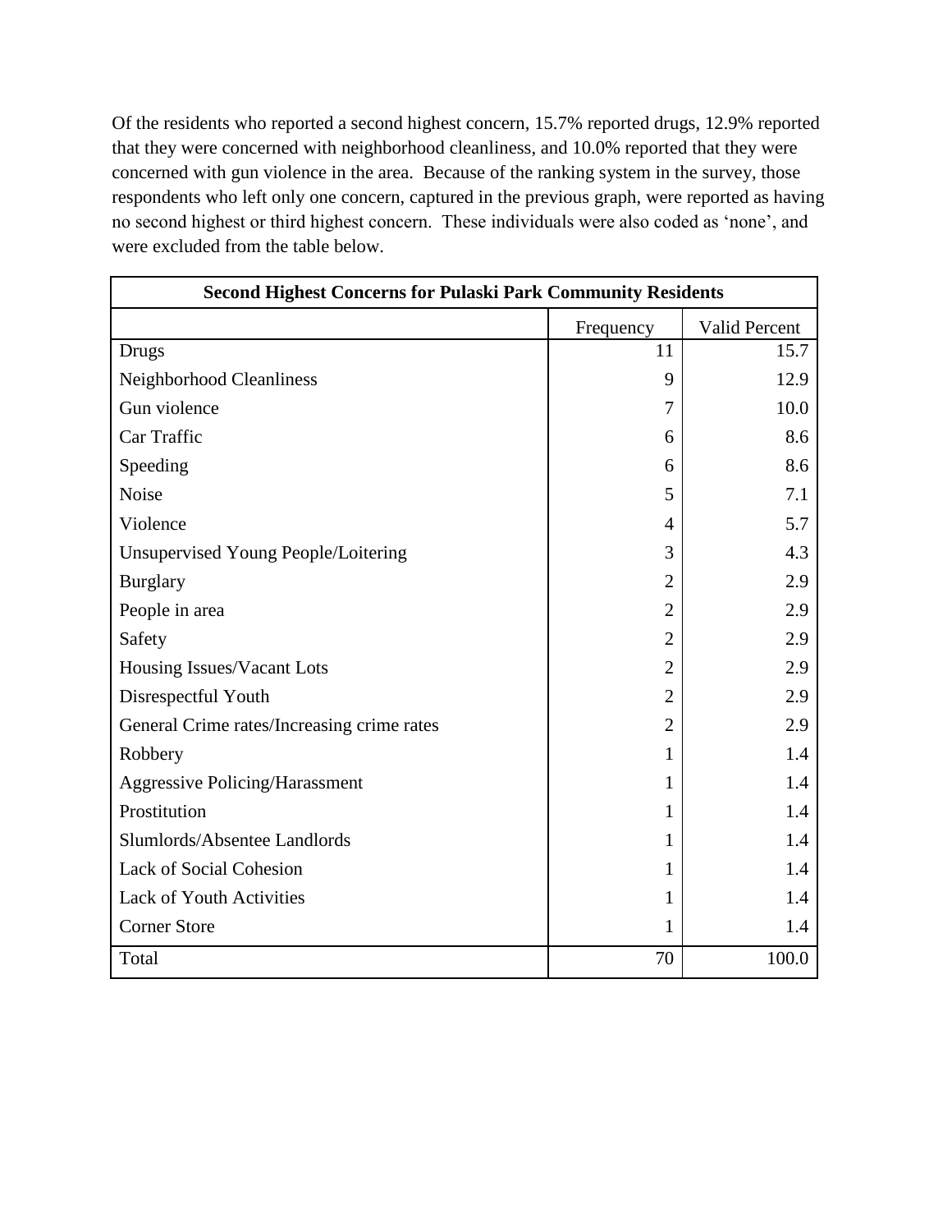Of the residents who reported a second highest concern, 15.7% reported drugs, 12.9% reported that they were concerned with neighborhood cleanliness, and 10.0% reported that they were concerned with gun violence in the area. Because of the ranking system in the survey, those respondents who left only one concern, captured in the previous graph, were reported as having no second highest or third highest concern. These individuals were also coded as 'none', and were excluded from the table below.

| Second Highest Concerns for Pulaski Park Community Residents | | |
|---|---|---|
| | Frequency | Valid Percent |
| Drugs | 11 | 15.7 |
| Neighborhood Cleanliness | 9 | 12.9 |
| Gun violence | 7 | 10.0 |
| Car Traffic | 6 | 8.6 |
| Speeding | 6 | 8.6 |
| Noise | 5 | 7.1 |
| Violence | 4 | 5.7 |
| Unsupervised Young People/Loitering | 3 | 4.3 |
| Burglary | 2 | 2.9 |
| People in area | 2 | 2.9 |
| Safety | 2 | 2.9 |
| Housing Issues/Vacant Lots | 2 | 2.9 |
| Disrespectful Youth | 2 | 2.9 |
| General Crime rates/Increasing crime rates | 2 | 2.9 |
| Robbery | 1 | 1.4 |
| Aggressive Policing/Harassment | 1 | 1.4 |
| Prostitution | 1 | 1.4 |
| Slumlords/Absentee Landlords | 1 | 1.4 |
| Lack of Social Cohesion | 1 | 1.4 |
| Lack of Youth Activities | 1 | 1.4 |
| Corner Store | 1 | 1.4 |
| Total | 70 | 100.0 |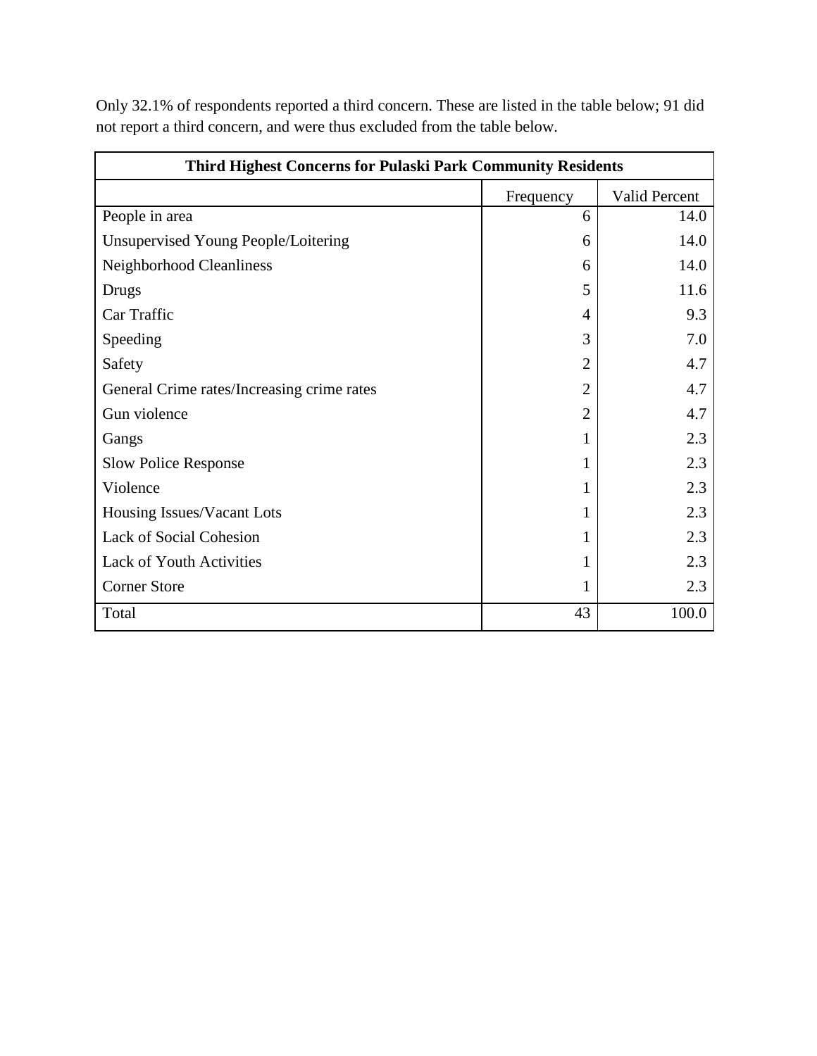Only 32.1% of respondents reported a third concern. These are listed in the table below; 91 did not report a third concern, and were thus excluded from the table below.

| Third Highest Concerns for Pulaski Park Community Residents | | |
|---|---|---|
| | Frequency | Valid Percent |
| People in area | 6 | 14.0 |
| Unsupervised Young People/Loitering | 6 | 14.0 |
| Neighborhood Cleanliness | 6 | 14.0 |
| Drugs | 5 | 11.6 |
| Car Traffic | 4 | 9.3 |
| Speeding | 3 | 7.0 |
| Safety | 2 | 4.7 |
| General Crime rates/Increasing crime rates | 2 | 4.7 |
| Gun violence | 2 | 4.7 |
| Gangs | 1 | 2.3 |
| Slow Police Response | 1 | 2.3 |
| Violence | 1 | 2.3 |
| Housing Issues/Vacant Lots | 1 | 2.3 |
| Lack of Social Cohesion | 1 | 2.3 |
| Lack of Youth Activities | 1 | 2.3 |
| Corner Store | 1 | 2.3 |
| Total | 43 | 100.0 |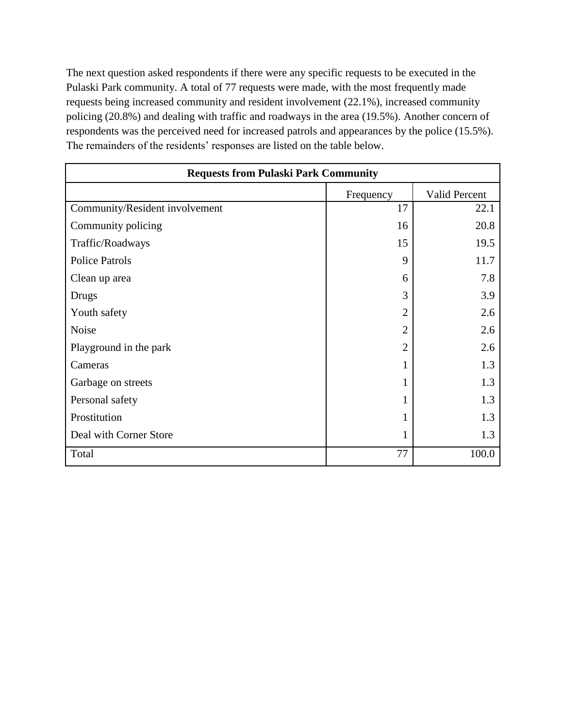The next question asked respondents if there were any specific requests to be executed in the Pulaski Park community. A total of 77 requests were made, with the most frequently made requests being increased community and resident involvement (22.1%), increased community policing (20.8%) and dealing with traffic and roadways in the area (19.5%). Another concern of respondents was the perceived need for increased patrols and appearances by the police (15.5%). The remainders of the residents' responses are listed on the table below.

| **Requests from Pulaski Park Community** | | |
|---|---|---|
| | Frequency | Valid Percent |
| Community/Resident involvement | 17 | 22.1 |
| Community policing | 16 | 20.8 |
| Traffic/Roadways | 15 | 19.5 |
| Police Patrols | 9 | 11.7 |
| Clean up area | 6 | 7.8 |
| Drugs | 3 | 3.9 |
| Youth safety | 2 | 2.6 |
| Noise | 2 | 2.6 |
| Playground in the park | 2 | 2.6 |
| Cameras | 1 | 1.3 |
| Garbage on streets | 1 | 1.3 |
| Personal safety | 1 | 1.3 |
| Prostitution | 1 | 1.3 |
| Deal with Corner Store | 1 | 1.3 |
| Total | 77 | 100.0 |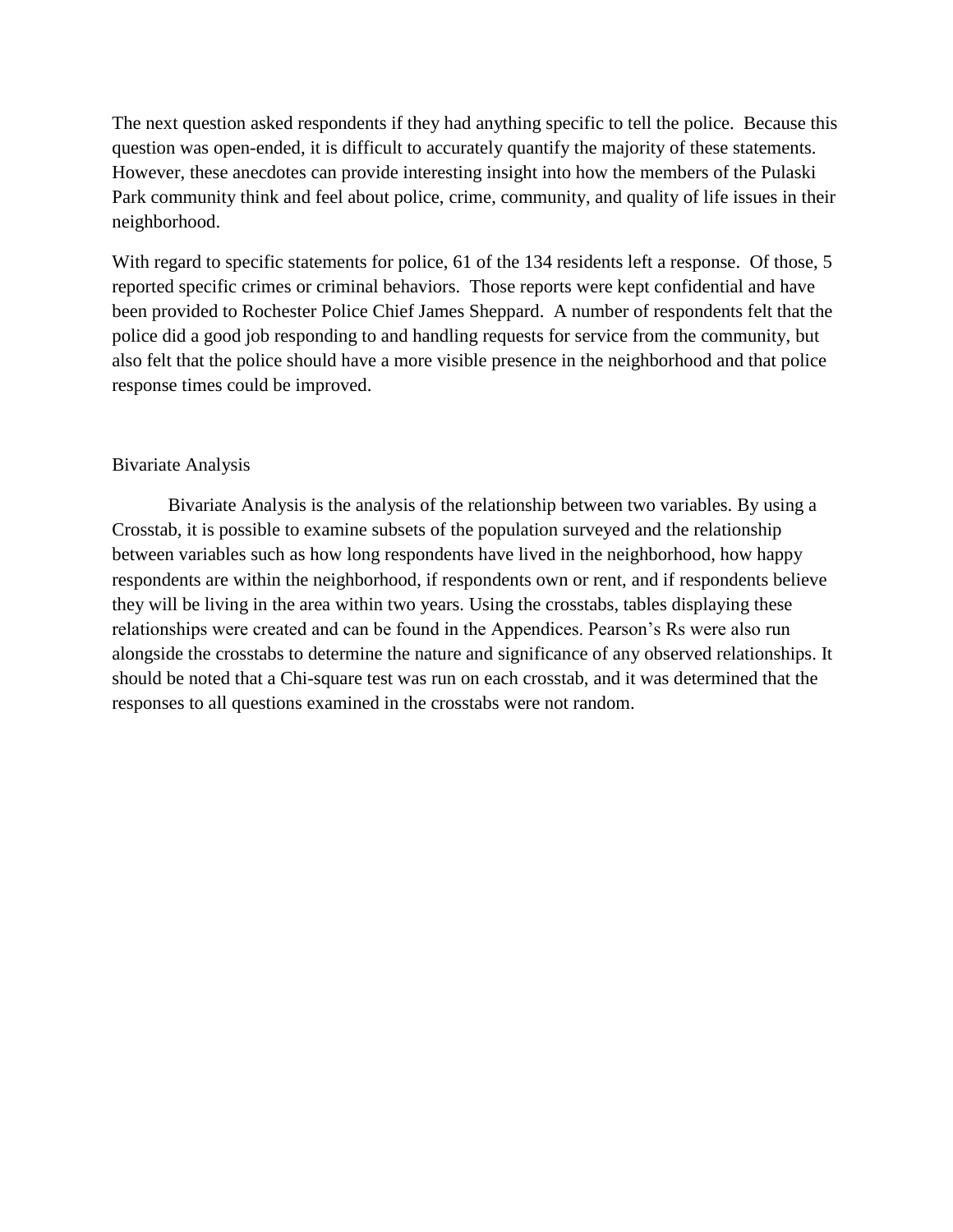The next question asked respondents if they had anything specific to tell the police. Because this question was open-ended, it is difficult to accurately quantify the majority of these statements. However, these anecdotes can provide interesting insight into how the members of the Pulaski Park community think and feel about police, crime, community, and quality of life issues in their neighborhood.

With regard to specific statements for police, 61 of the 134 residents left a response. Of those, 5 reported specific crimes or criminal behaviors. Those reports were kept confidential and have been provided to Rochester Police Chief James Sheppard. A number of respondents felt that the police did a good job responding to and handling requests for service from the community, but also felt that the police should have a more visible presence in the neighborhood and that police response times could be improved.

## Bivariate Analysis

Bivariate Analysis is the analysis of the relationship between two variables. By using a Crosstab, it is possible to examine subsets of the population surveyed and the relationship between variables such as how long respondents have lived in the neighborhood, how happy respondents are within the neighborhood, if respondents own or rent, and if respondents believe they will be living in the area within two years. Using the crosstabs, tables displaying these relationships were created and can be found in the Appendices. Pearson's Rs were also run alongside the crosstabs to determine the nature and significance of any observed relationships. It should be noted that a Chi-square test was run on each crosstab, and it was determined that the responses to all questions examined in the crosstabs were not random.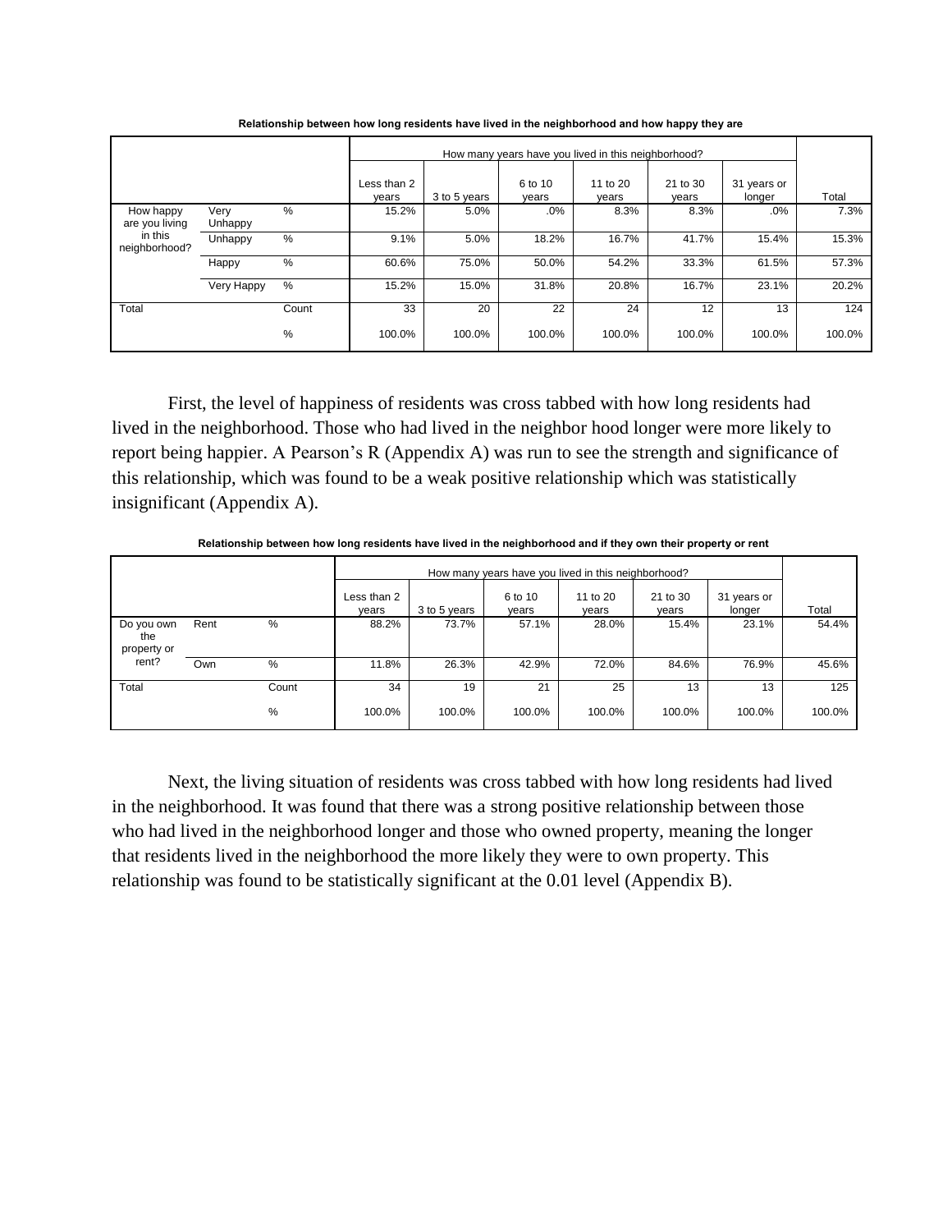**Relationship between how long residents have lived in the neighborhood and how happy they are**

| | | | How many years have you lived in this neighborhood? | | | | | | |
|---|---|---|---|---|---|---|---|---|---|
| | | | Less than 2 years | 3 to 5 years | 6 to 10 years | 11 to 20 years | 21 to 30 years | 31 years or longer | Total |
| How happy are you living in this neighborhood? | Very Unhappy | % | 15.2% | 5.0% | .0% | 8.3% | 8.3% | .0% | 7.3% |
| | Unhappy | % | 9.1% | 5.0% | 18.2% | 16.7% | 41.7% | 15.4% | 15.3% |
| | Happy | % | 60.6% | 75.0% | 50.0% | 54.2% | 33.3% | 61.5% | 57.3% |
| | Very Happy | % | 15.2% | 15.0% | 31.8% | 20.8% | 16.7% | 23.1% | 20.2% |
| Total | | Count | 33 | 20 | 22 | 24 | 12 | 13 | 124 |
| | | % | 100.0% | 100.0% | 100.0% | 100.0% | 100.0% | 100.0% | 100.0% |

First, the level of happiness of residents was cross tabbed with how long residents had lived in the neighborhood. Those who had lived in the neighbor hood longer were more likely to report being happier. A Pearson's R (Appendix A) was run to see the strength and significance of this relationship, which was found to be a weak positive relationship which was statistically insignificant (Appendix A).

**Relationship between how long residents have lived in the neighborhood and if they own their property or rent**

| | | | How many years have you lived in this neighborhood? | | | | | | |
|---|---|---|---|---|---|---|---|---|---|
| | | | Less than 2 years | 3 to 5 years | 6 to 10 years | 11 to 20 years | 21 to 30 years | 31 years or longer | Total |
| Do you own the property or rent? | Rent | % | 88.2% | 73.7% | 57.1% | 28.0% | 15.4% | 23.1% | 54.4% |
| | Own | % | 11.8% | 26.3% | 42.9% | 72.0% | 84.6% | 76.9% | 45.6% |
| Total | | Count | 34 | 19 | 21 | 25 | 13 | 13 | 125 |
| | | % | 100.0% | 100.0% | 100.0% | 100.0% | 100.0% | 100.0% | 100.0% |

Next, the living situation of residents was cross tabbed with how long residents had lived in the neighborhood. It was found that there was a strong positive relationship between those who had lived in the neighborhood longer and those who owned property, meaning the longer that residents lived in the neighborhood the more likely they were to own property. This relationship was found to be statistically significant at the 0.01 level (Appendix B).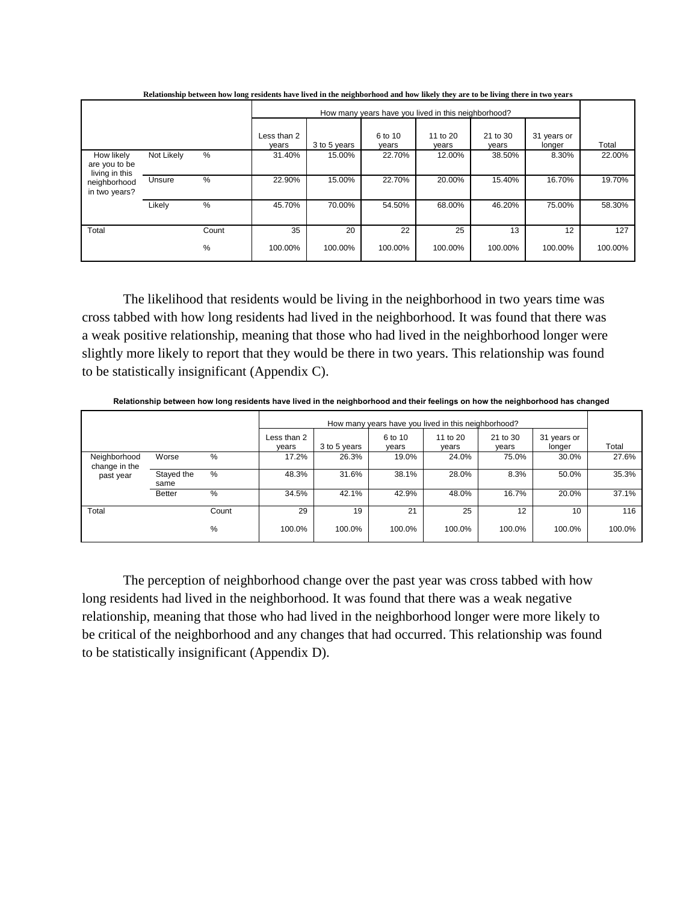**Relationship between how long residents have lived in the neighborhood and how likely they are to be living there in two years**

| | | | How many years have you lived in this neighborhood? | | | | | | |
|---|---|---|---|---|---|---|---|---|---|
| | | | Less than 2 years | 3 to 5 years | 6 to 10 years | 11 to 20 years | 21 to 30 years | 31 years or longer | Total |
| How likely are you to be living in this neighborhood in two years? | Not Likely | % | 31.40% | 15.00% | 22.70% | 12.00% | 38.50% | 8.30% | 22.00% |
| | Unsure | % | 22.90% | 15.00% | 22.70% | 20.00% | 15.40% | 16.70% | 19.70% |
| | Likely | % | 45.70% | 70.00% | 54.50% | 68.00% | 46.20% | 75.00% | 58.30% |
| Total | | Count | 35 | 20 | 22 | 25 | 13 | 12 | 127 |
| | | % | 100.00% | 100.00% | 100.00% | 100.00% | 100.00% | 100.00% | 100.00% |

The likelihood that residents would be living in the neighborhood in two years time was cross tabbed with how long residents had lived in the neighborhood. It was found that there was a weak positive relationship, meaning that those who had lived in the neighborhood longer were slightly more likely to report that they would be there in two years. This relationship was found to be statistically insignificant (Appendix C).

**Relationship between how long residents have lived in the neighborhood and their feelings on how the neighborhood has changed**

| | | | How many years have you lived in this neighborhood? | | | | | | |
|---|---|---|---|---|---|---|---|---|---|
| | | | Less than 2 years | 3 to 5 years | 6 to 10 years | 11 to 20 years | 21 to 30 years | 31 years or longer | Total |
| Neighborhood change in the past year | Worse | % | 17.2% | 26.3% | 19.0% | 24.0% | 75.0% | 30.0% | 27.6% |
| | Stayed the same | % | 48.3% | 31.6% | 38.1% | 28.0% | 8.3% | 50.0% | 35.3% |
| | Better | % | 34.5% | 42.1% | 42.9% | 48.0% | 16.7% | 20.0% | 37.1% |
| Total | | Count | 29 | 19 | 21 | 25 | 12 | 10 | 116 |
| | | % | 100.0% | 100.0% | 100.0% | 100.0% | 100.0% | 100.0% | 100.0% |

The perception of neighborhood change over the past year was cross tabbed with how long residents had lived in the neighborhood. It was found that there was a weak negative relationship, meaning that those who had lived in the neighborhood longer were more likely to be critical of the neighborhood and any changes that had occurred. This relationship was found to be statistically insignificant (Appendix D).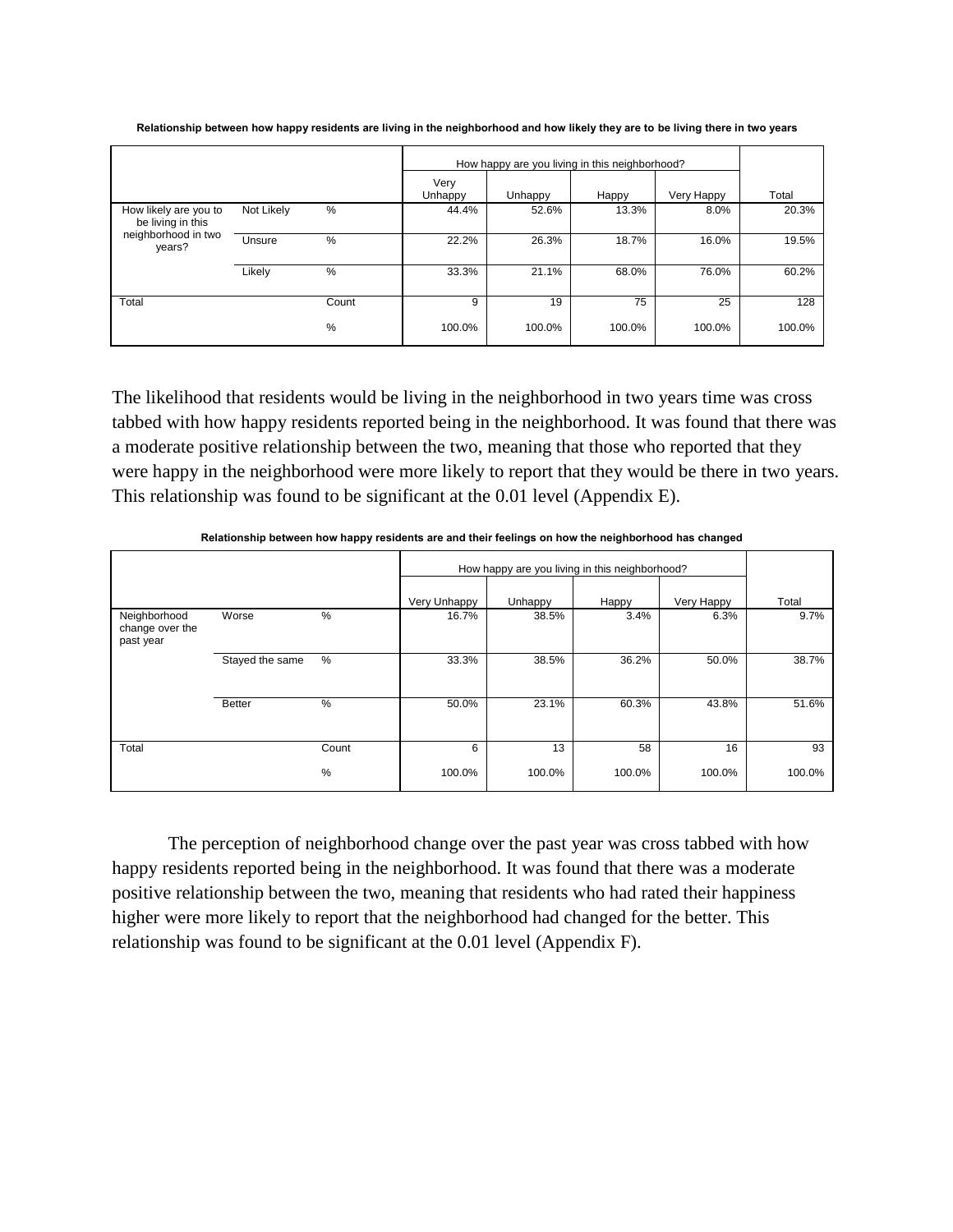**Relationship between how happy residents are living in the neighborhood and how likely they are to be living there in two years**

| | | | How happy are you living in this neighborhood? | | | | Total |
|---|---|---|---|---|---|---|---|
| | | | Very Unhappy | Unhappy | Happy | Very Happy | |
| How likely are you to be living in this neighborhood in two years? | Not Likely | % | 44.4% | 52.6% | 13.3% | 8.0% | 20.3% |
| | Unsure | % | 22.2% | 26.3% | 18.7% | 16.0% | 19.5% |
| | Likely | % | 33.3% | 21.1% | 68.0% | 76.0% | 60.2% |
| Total | | Count | 9 | 19 | 75 | 25 | 128 |
| | | % | 100.0% | 100.0% | 100.0% | 100.0% | 100.0% |

The likelihood that residents would be living in the neighborhood in two years time was cross tabbed with how happy residents reported being in the neighborhood. It was found that there was a moderate positive relationship between the two, meaning that those who reported that they were happy in the neighborhood were more likely to report that they would be there in two years. This relationship was found to be significant at the 0.01 level (Appendix E).

**Relationship between how happy residents are and their feelings on how the neighborhood has changed**

| | | | How happy are you living in this neighborhood? | | | | Total |
|---|---|---|---|---|---|---|---|
| | | | Very Unhappy | Unhappy | Happy | Very Happy | |
| Neighborhood change over the past year | Worse | % | 16.7% | 38.5% | 3.4% | 6.3% | 9.7% |
| | Stayed the same | % | 33.3% | 38.5% | 36.2% | 50.0% | 38.7% |
| | Better | % | 50.0% | 23.1% | 60.3% | 43.8% | 51.6% |
| Total | | Count | 6 | 13 | 58 | 16 | 93 |
| | | % | 100.0% | 100.0% | 100.0% | 100.0% | 100.0% |

The perception of neighborhood change over the past year was cross tabbed with how happy residents reported being in the neighborhood. It was found that there was a moderate positive relationship between the two, meaning that residents who had rated their happiness higher were more likely to report that the neighborhood had changed for the better. This relationship was found to be significant at the 0.01 level (Appendix F).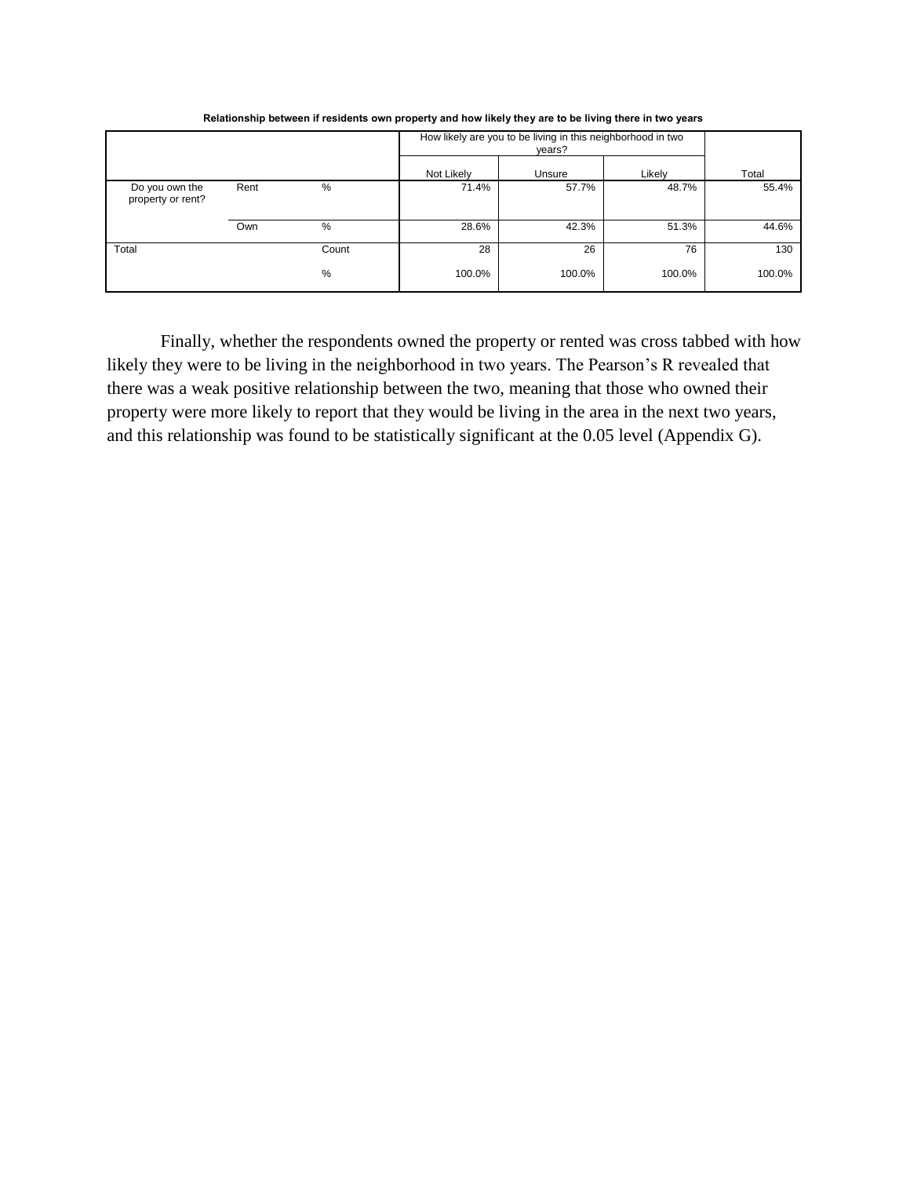**Relationship between if residents own property and how likely they are to be living there in two years**

| | | | How likely are you to be living in this neighborhood in two years? | | | |
|---|---|---|---|---|---|---|
| | | | Not Likely | Unsure | Likely | Total |
| Do you own the property or rent? | Rent | % | 71.4% | 57.7% | 48.7% | 55.4% |
| | Own | % | 28.6% | 42.3% | 51.3% | 44.6% |
| Total | | Count | 28 | 26 | 76 | 130 |
| | | % | 100.0% | 100.0% | 100.0% | 100.0% |

Finally, whether the respondents owned the property or rented was cross tabbed with how likely they were to be living in the neighborhood in two years. The Pearson's R revealed that there was a weak positive relationship between the two, meaning that those who owned their property were more likely to report that they would be living in the area in the next two years, and this relationship was found to be statistically significant at the 0.05 level (Appendix G).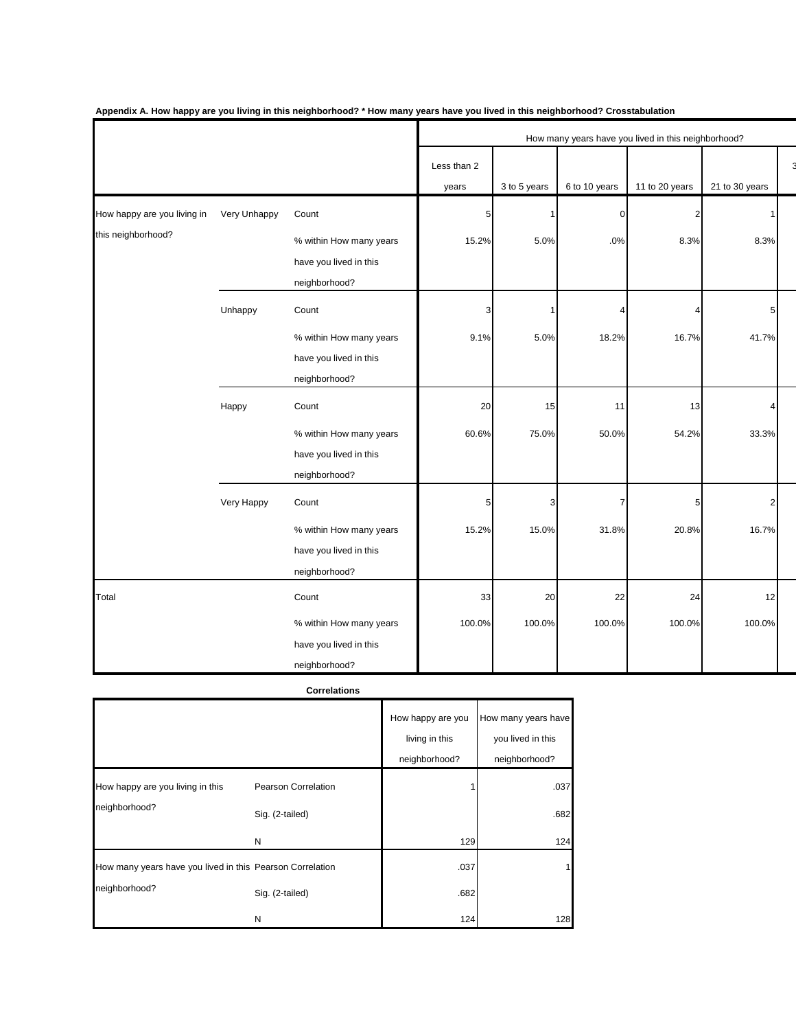**Appendix A. How happy are you living in this neighborhood? * How many years have you lived in this neighborhood? Crosstabulation**

| | | | How many years have you lived in this neighborhood? | | | | | 3 |
|---|---|---|---|---|---|---|---|---|
| | | | Less than 2 years | 3 to 5 years | 6 to 10 years | 11 to 20 years | 21 to 30 years | |
| How happy are you living in this neighborhood? | Very Unhappy | Count | 5 | 1 | 0 | 2 | 1 | |
| | | % within How many years have you lived in this neighborhood? | 15.2% | 5.0% | .0% | 8.3% | 8.3% | |
| | Unhappy | Count | 3 | 1 | 4 | 4 | 5 | |
| | | % within How many years have you lived in this neighborhood? | 9.1% | 5.0% | 18.2% | 16.7% | 41.7% | |
| | Happy | Count | 20 | 15 | 11 | 13 | 4 | |
| | | % within How many years have you lived in this neighborhood? | 60.6% | 75.0% | 50.0% | 54.2% | 33.3% | |
| | Very Happy | Count | 5 | 3 | 7 | 5 | 2 | |
| | | % within How many years have you lived in this neighborhood? | 15.2% | 15.0% | 31.8% | 20.8% | 16.7% | |
| Total | | Count | 33 | 20 | 22 | 24 | 12 | |
| | | % within How many years have you lived in this neighborhood? | 100.0% | 100.0% | 100.0% | 100.0% | 100.0% | |

**Correlations**

| | | How happy are you living in this neighborhood? | How many years have you lived in this neighborhood? |
|---|---|---|---|
| How happy are you living in this neighborhood? | Pearson Correlation | 1 | .037 |
| | Sig. (2-tailed) | | .682 |
| | N | 129 | 124 |
| How many years have you lived in this neighborhood? | Pearson Correlation | .037 | 1 |
| | Sig. (2-tailed) | .682 | |
| | N | 124 | 128 |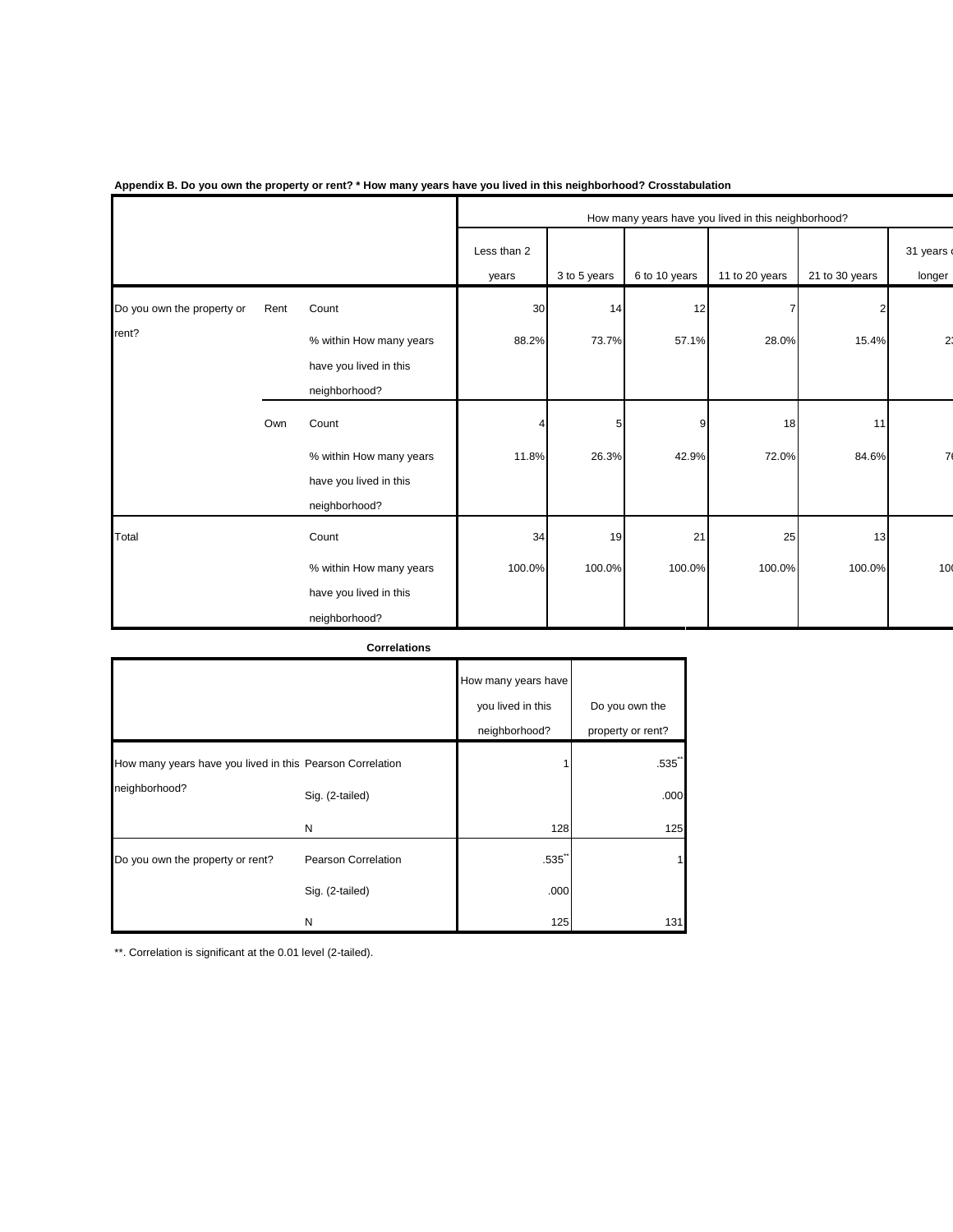**Appendix B. Do you own the property or rent? * How many years have you lived in this neighborhood? Crosstabulation**

| | | | How many years have you lived in this neighborhood? | | | | | |
|---|---|---|---|---|---|---|---|---|
| | | | Less than 2 years | 3 to 5 years | 6 to 10 years | 11 to 20 years | 21 to 30 years | 31 years o longer |
| Do you own the property or rent? | Rent | Count | 30 | 14 | 12 | 7 | 2 | |
| | | % within How many years have you lived in this neighborhood? | 88.2% | 73.7% | 57.1% | 28.0% | 15.4% | 23 |
| | Own | Count | 4 | 5 | 9 | 18 | 11 | |
| | | % within How many years have you lived in this neighborhood? | 11.8% | 26.3% | 42.9% | 72.0% | 84.6% | 76 |
| Total | | Count | 34 | 19 | 21 | 25 | 13 | |
| | | % within How many years have you lived in this neighborhood? | 100.0% | 100.0% | 100.0% | 100.0% | 100.0% | 100 |

**Correlations**

| | | How many years have you lived in this neighborhood? | Do you own the property or rent? |
|---|---|---|---|
| How many years have you lived in this neighborhood? | Pearson Correlation | 1 | .535** |
| | Sig. (2-tailed) | | .000 |
| | N | 128 | 125 |
| Do you own the property or rent? | Pearson Correlation | .535** | 1 |
| | Sig. (2-tailed) | .000 | |
| | N | 125 | 131 |

**. Correlation is significant at the 0.01 level (2-tailed).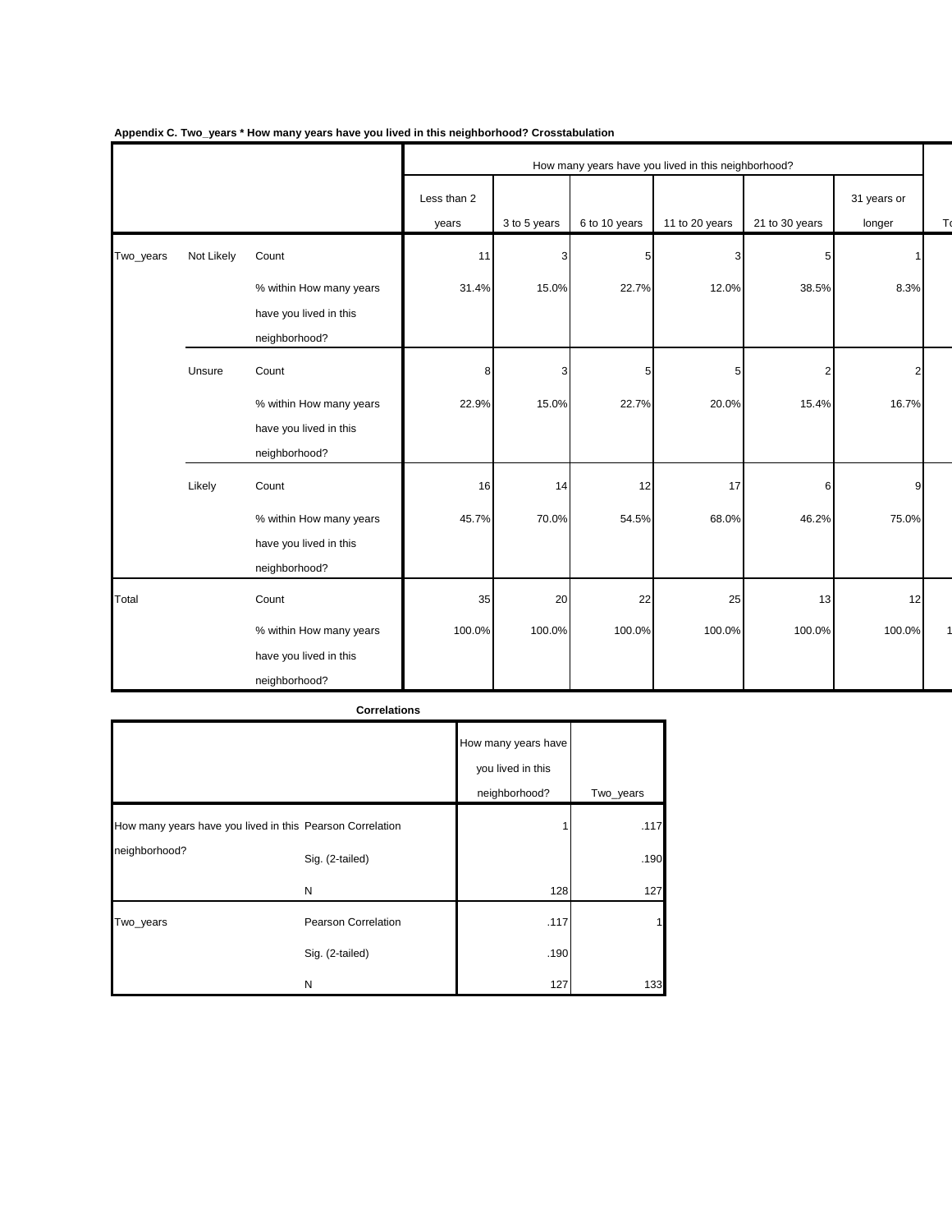**Appendix C. Two_years * How many years have you lived in this neighborhood? Crosstabulation**

| | | | How many years have you lived in this neighborhood? | | | | | | |
|---|---|---|---|---|---|---|---|---|---|
| | | | Less than 2 years | 3 to 5 years | 6 to 10 years | 11 to 20 years | 21 to 30 years | 31 years or longer | T |
| Two_years | Not Likely | Count | 11 | 3 | 5 | 3 | 5 | 1 | |
| | | % within How many years have you lived in this neighborhood? | 31.4% | 15.0% | 22.7% | 12.0% | 38.5% | 8.3% | |
| | Unsure | Count | 8 | 3 | 5 | 5 | 2 | 2 | |
| | | % within How many years have you lived in this neighborhood? | 22.9% | 15.0% | 22.7% | 20.0% | 15.4% | 16.7% | |
| | Likely | Count | 16 | 14 | 12 | 17 | 6 | 9 | |
| | | % within How many years have you lived in this neighborhood? | 45.7% | 70.0% | 54.5% | 68.0% | 46.2% | 75.0% | |
| Total | | Count | 35 | 20 | 22 | 25 | 13 | 12 | |
| | | % within How many years have you lived in this neighborhood? | 100.0% | 100.0% | 100.0% | 100.0% | 100.0% | 100.0% | 1 |

**Correlations**

| | | How many years have you lived in this neighborhood? | Two_years |
|---|---|---|---|
| How many years have you lived in this neighborhood? | Pearson Correlation | 1 | .117 |
| | Sig. (2-tailed) | | .190 |
| | N | 128 | 127 |
| Two_years | Pearson Correlation | .117 | 1 |
| | Sig. (2-tailed) | .190 | |
| | N | 127 | 133 |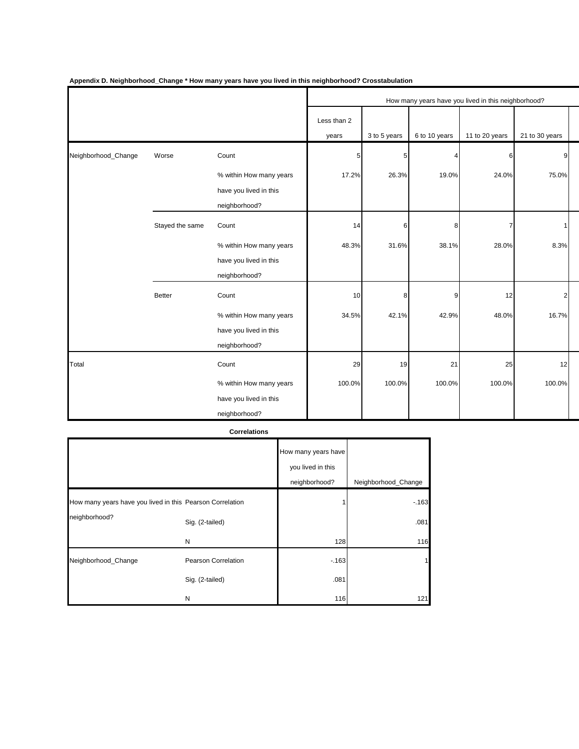**Appendix D. Neighborhood_Change * How many years have you lived in this neighborhood? Crosstabulation**

| | | | How many years have you lived in this neighborhood? | | | | |
|---|---|---|---|---|---|---|---|
| | | | Less than 2 years | 3 to 5 years | 6 to 10 years | 11 to 20 years | 21 to 30 years |
| Neighborhood_Change | Worse | Count | 5 | 5 | 4 | 6 | 9 |
| | | % within How many years have you lived in this neighborhood? | 17.2% | 26.3% | 19.0% | 24.0% | 75.0% |
| | Stayed the same | Count | 14 | 6 | 8 | 7 | 1 |
| | | % within How many years have you lived in this neighborhood? | 48.3% | 31.6% | 38.1% | 28.0% | 8.3% |
| | Better | Count | 10 | 8 | 9 | 12 | 2 |
| | | % within How many years have you lived in this neighborhood? | 34.5% | 42.1% | 42.9% | 48.0% | 16.7% |
| Total | | Count | 29 | 19 | 21 | 25 | 12 |
| | | % within How many years have you lived in this neighborhood? | 100.0% | 100.0% | 100.0% | 100.0% | 100.0% |

**Correlations**

| | | How many years have you lived in this neighborhood? | Neighborhood_Change |
|---|---|---|---|
| How many years have you lived in this neighborhood? | Pearson Correlation | 1 | -.163 |
| | Sig. (2-tailed) | | .081 |
| | N | 128 | 116 |
| Neighborhood_Change | Pearson Correlation | -.163 | 1 |
| | Sig. (2-tailed) | .081 | |
| | N | 116 | 121 |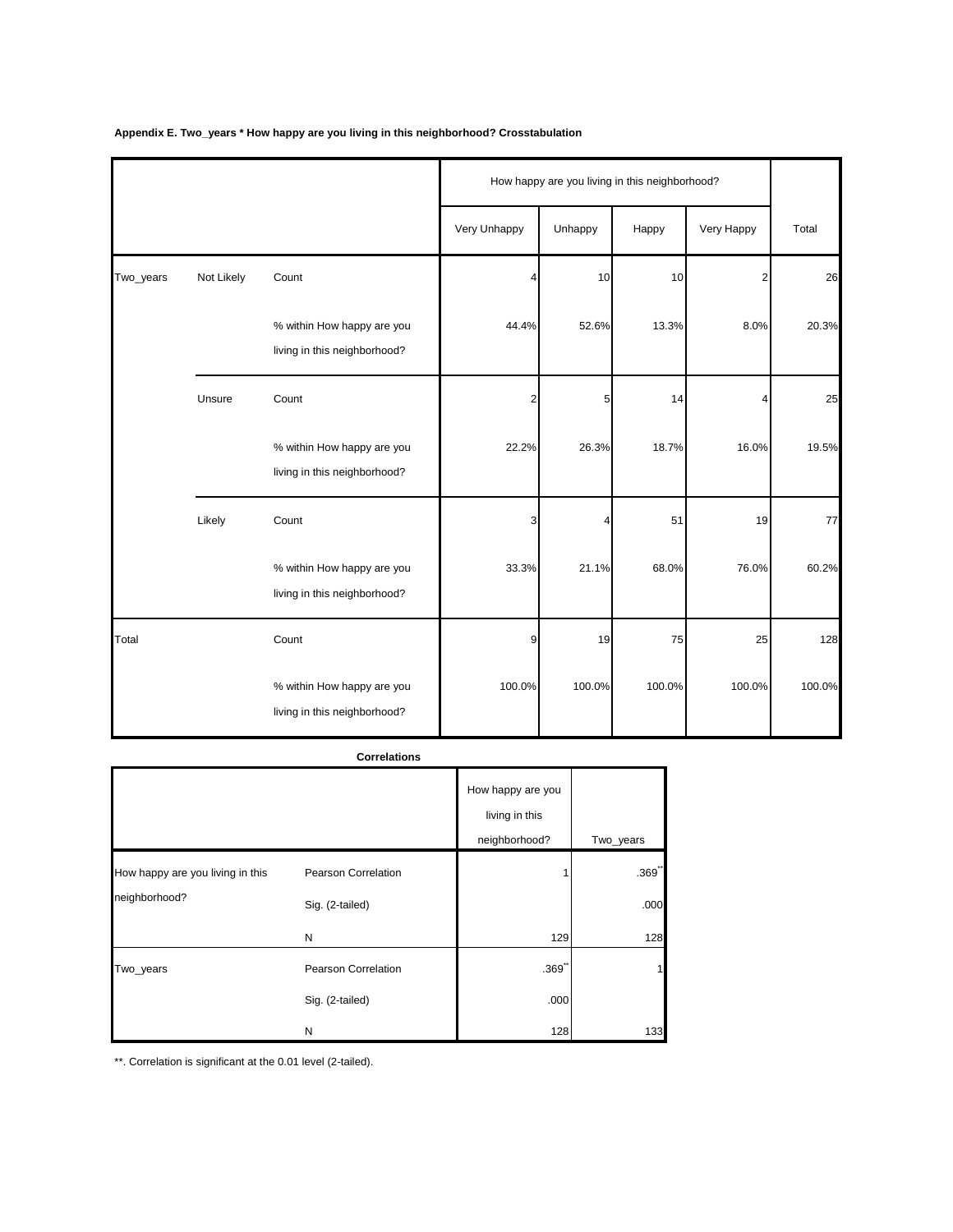**Appendix E. Two_years * How happy are you living in this neighborhood? Crosstabulation**

| | | | How happy are you living in this neighborhood? | | | | Total |
|---|---|---|---|---|---|---|---|
| | | | Very Unhappy | Unhappy | Happy | Very Happy | |
| Two_years | Not Likely | Count | 4 | 10 | 10 | 2 | 26 |
| | | % within How happy are you living in this neighborhood? | 44.4% | 52.6% | 13.3% | 8.0% | 20.3% |
| | Unsure | Count | 2 | 5 | 14 | 4 | 25 |
| | | % within How happy are you living in this neighborhood? | 22.2% | 26.3% | 18.7% | 16.0% | 19.5% |
| | Likely | Count | 3 | 4 | 51 | 19 | 77 |
| | | % within How happy are you living in this neighborhood? | 33.3% | 21.1% | 68.0% | 76.0% | 60.2% |
| Total | | Count | 9 | 19 | 75 | 25 | 128 |
| | | % within How happy are you living in this neighborhood? | 100.0% | 100.0% | 100.0% | 100.0% | 100.0% |

**Correlations**

| | | How happy are you living in this neighborhood? | Two_years |
|---|---|---|---|
| How happy are you living in this neighborhood? | Pearson Correlation | 1 | .369** |
| | Sig. (2-tailed) | | .000 |
| | N | 129 | 128 |
| Two_years | Pearson Correlation | .369** | 1 |
| | Sig. (2-tailed) | .000 | |
| | N | 128 | 133 |

**. Correlation is significant at the 0.01 level (2-tailed).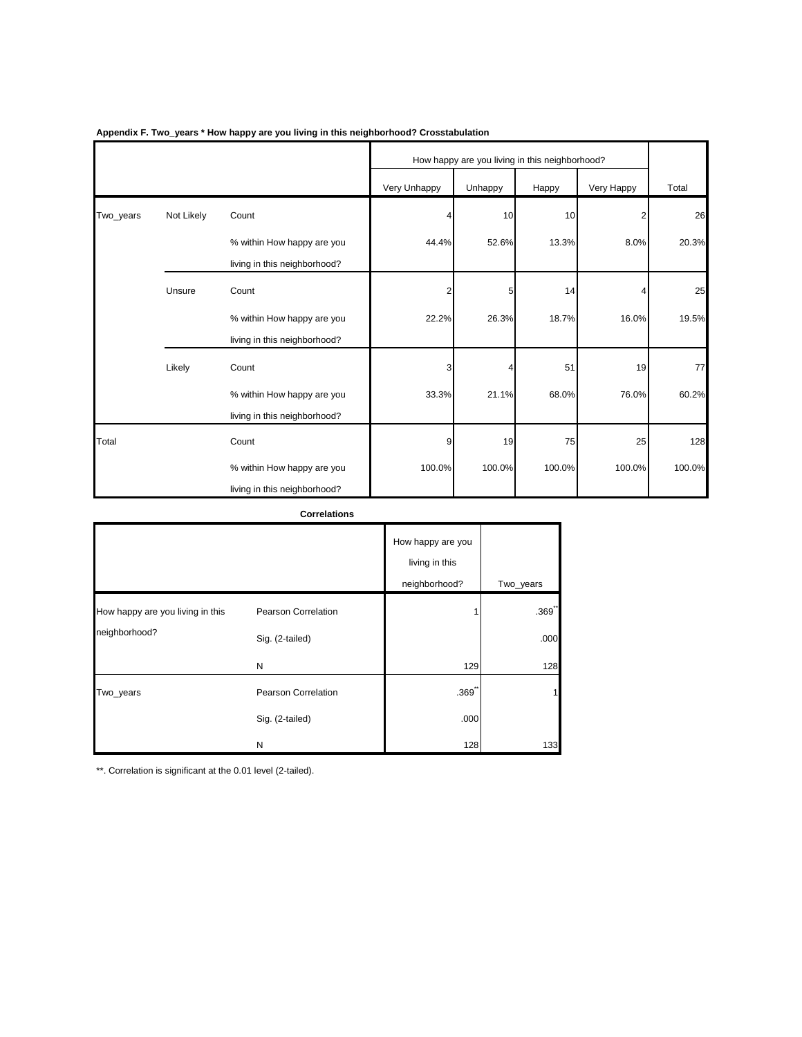**Appendix F. Two_years * How happy are you living in this neighborhood? Crosstabulation**

| | | | How happy are you living in this neighborhood? | | | | |
|---|---|---|---|---|---|---|---|
| | | | Very Unhappy | Unhappy | Happy | Very Happy | Total |
| Two_years | Not Likely | Count | 4 | 10 | 10 | 2 | 26 |
| | | % within How happy are you living in this neighborhood? | 44.4% | 52.6% | 13.3% | 8.0% | 20.3% |
| | Unsure | Count | 2 | 5 | 14 | 4 | 25 |
| | | % within How happy are you living in this neighborhood? | 22.2% | 26.3% | 18.7% | 16.0% | 19.5% |
| | Likely | Count | 3 | 4 | 51 | 19 | 77 |
| | | % within How happy are you living in this neighborhood? | 33.3% | 21.1% | 68.0% | 76.0% | 60.2% |
| Total | | Count | 9 | 19 | 75 | 25 | 128 |
| | | % within How happy are you living in this neighborhood? | 100.0% | 100.0% | 100.0% | 100.0% | 100.0% |

**Correlations**

| | | How happy are you living in this neighborhood? | Two_years |
|---|---|---|---|
| How happy are you living in this neighborhood? | Pearson Correlation | 1 | .369** |
| | Sig. (2-tailed) | | .000 |
| | N | 129 | 128 |
| Two_years | Pearson Correlation | .369** | 1 |
| | Sig. (2-tailed) | .000 | |
| | N | 128 | 133 |

**. Correlation is significant at the 0.01 level (2-tailed).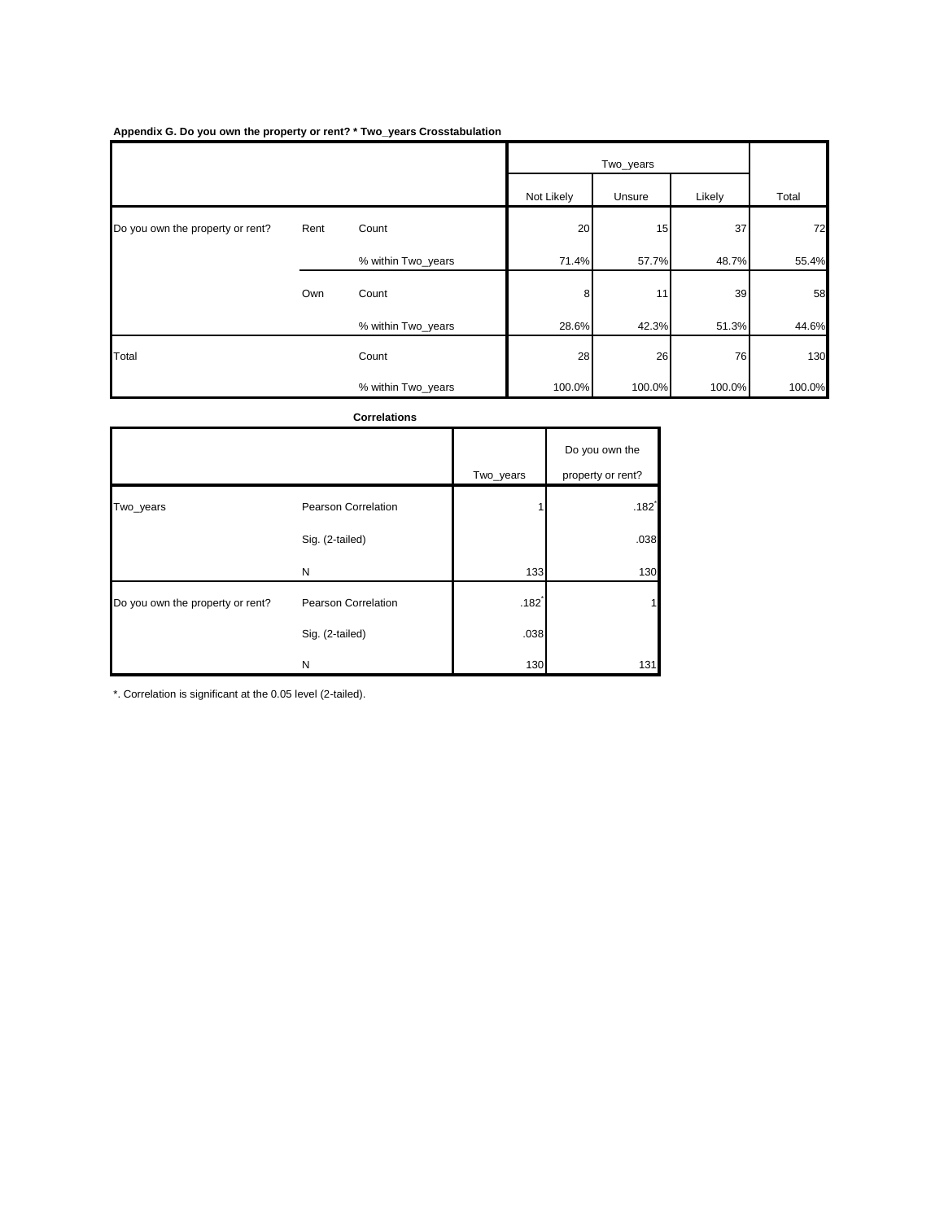**Appendix G. Do you own the property or rent? * Two_years Crosstabulation**

| | | | Two_years | | | |
|---|---|---|---|---|---|---|
| | | | Not Likely | Unsure | Likely | Total |
| Do you own the property or rent? | Rent | Count | 20 | 15 | 37 | 72 |
| | | % within Two_years | 71.4% | 57.7% | 48.7% | 55.4% |
| | Own | Count | 8 | 11 | 39 | 58 |
| | | % within Two_years | 28.6% | 42.3% | 51.3% | 44.6% |
| Total | | Count | 28 | 26 | 76 | 130 |
| | | % within Two_years | 100.0% | 100.0% | 100.0% | 100.0% |

**Correlations**

| | | Two_years | Do you own the property or rent? |
|---|---|---|---|
| Two_years | Pearson Correlation | 1 | .182* |
| | Sig. (2-tailed) | | .038 |
| | N | 133 | 130 |
| Do you own the property or rent? | Pearson Correlation | .182* | 1 |
| | Sig. (2-tailed) | .038 | |
| | N | 130 | 131 |

*. Correlation is significant at the 0.05 level (2-tailed).